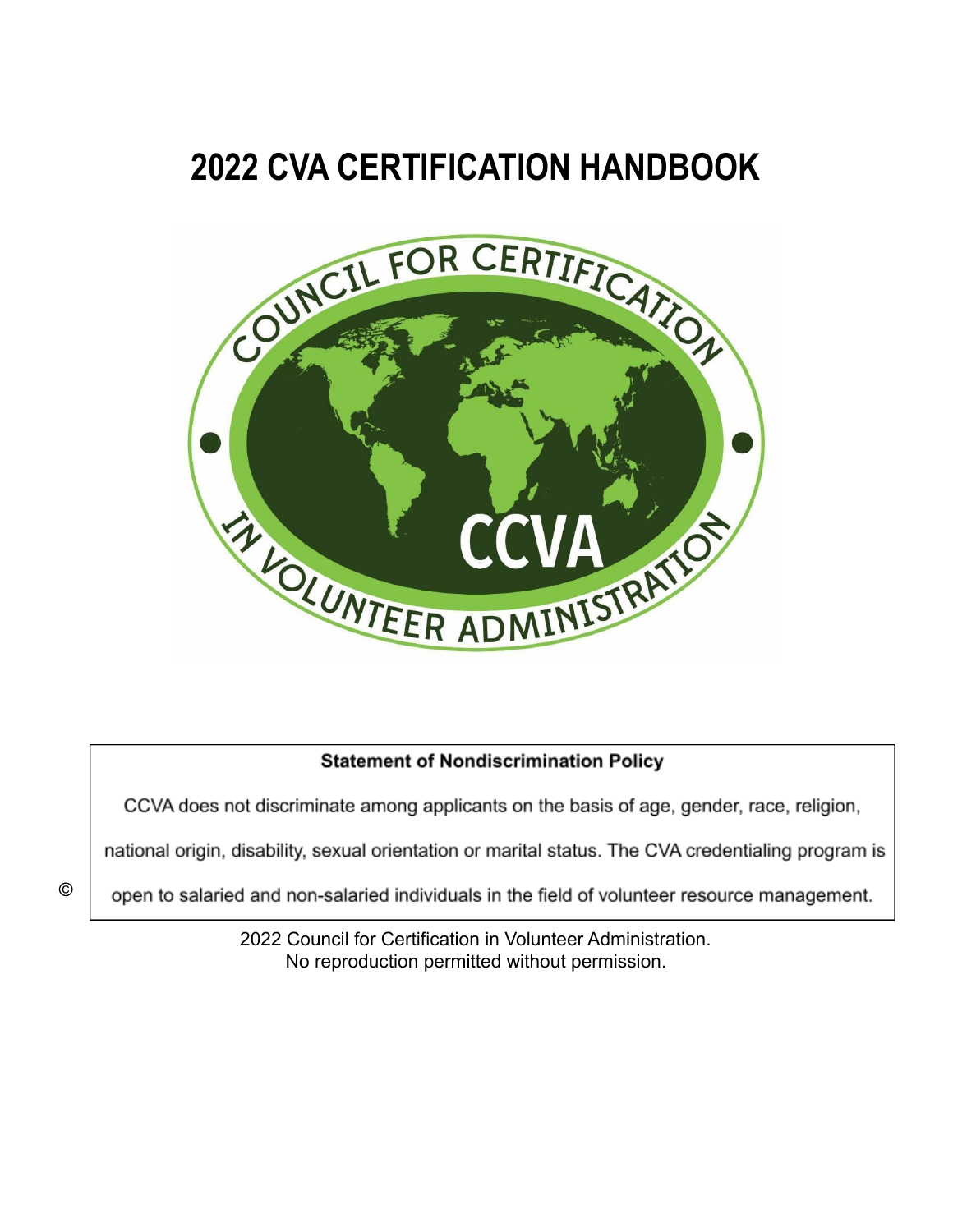# 2022 CVA CERTIFICATION HANDBOOK

**Statement of Nondiscrimination Policy**

CCVA does not discriminate among applicants on the basis of age, gender, race, religion, national origin, disability, sexual orientation or marital status. The CVA credentialing program is open to salaried and non-salaried individuals in the field of volunteer resource management.

© 2022 Council for Certification in Volunteer Administration.
No reproduction permitted without permission.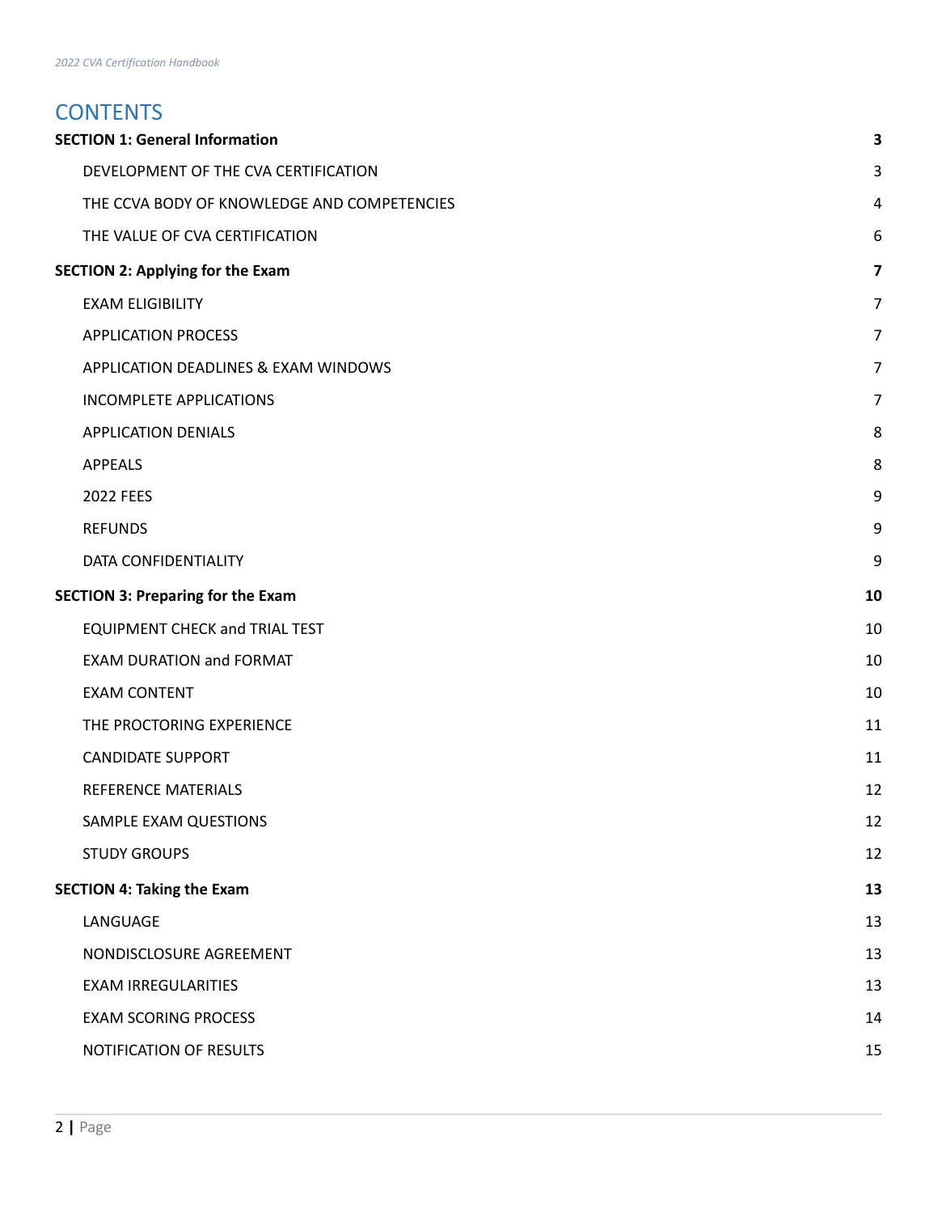# CONTENTS

| | |
|---|---|
| **SECTION 1: General Information** | **3** |
| DEVELOPMENT OF THE CVA CERTIFICATION | 3 |
| THE CCVA BODY OF KNOWLEDGE AND COMPETENCIES | 4 |
| THE VALUE OF CVA CERTIFICATION | 6 |
| **SECTION 2: Applying for the Exam** | **7** |
| EXAM ELIGIBILITY | 7 |
| APPLICATION PROCESS | 7 |
| APPLICATION DEADLINES & EXAM WINDOWS | 7 |
| INCOMPLETE APPLICATIONS | 7 |
| APPLICATION DENIALS | 8 |
| APPEALS | 8 |
| 2022 FEES | 9 |
| REFUNDS | 9 |
| DATA CONFIDENTIALITY | 9 |
| **SECTION 3: Preparing for the Exam** | **10** |
| EQUIPMENT CHECK and TRIAL TEST | 10 |
| EXAM DURATION and FORMAT | 10 |
| EXAM CONTENT | 10 |
| THE PROCTORING EXPERIENCE | 11 |
| CANDIDATE SUPPORT | 11 |
| REFERENCE MATERIALS | 12 |
| SAMPLE EXAM QUESTIONS | 12 |
| STUDY GROUPS | 12 |
| **SECTION 4: Taking the Exam** | **13** |
| LANGUAGE | 13 |
| NONDISCLOSURE AGREEMENT | 13 |
| EXAM IRREGULARITIES | 13 |
| EXAM SCORING PROCESS | 14 |
| NOTIFICATION OF RESULTS | 15 |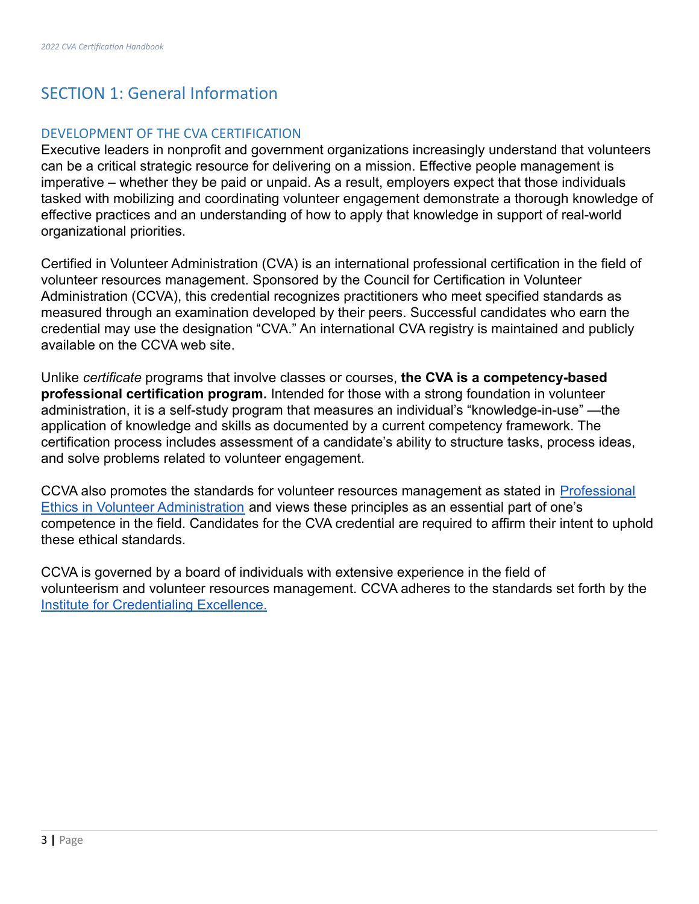# SECTION 1: General Information

## DEVELOPMENT OF THE CVA CERTIFICATION

Executive leaders in nonprofit and government organizations increasingly understand that volunteers can be a critical strategic resource for delivering on a mission. Effective people management is imperative – whether they be paid or unpaid. As a result, employers expect that those individuals tasked with mobilizing and coordinating volunteer engagement demonstrate a thorough knowledge of effective practices and an understanding of how to apply that knowledge in support of real-world organizational priorities.

Certified in Volunteer Administration (CVA) is an international professional certification in the field of volunteer resources management. Sponsored by the Council for Certification in Volunteer Administration (CCVA), this credential recognizes practitioners who meet specified standards as measured through an examination developed by their peers. Successful candidates who earn the credential may use the designation "CVA." An international CVA registry is maintained and publicly available on the CCVA web site.

Unlike *certificate* programs that involve classes or courses, **the CVA is a competency-based professional certification program.** Intended for those with a strong foundation in volunteer administration, it is a self-study program that measures an individual's "knowledge-in-use" —the application of knowledge and skills as documented by a current competency framework. The certification process includes assessment of a candidate's ability to structure tasks, process ideas, and solve problems related to volunteer engagement.

CCVA also promotes the standards for volunteer resources management as stated in Professional Ethics in Volunteer Administration and views these principles as an essential part of one's competence in the field. Candidates for the CVA credential are required to affirm their intent to uphold these ethical standards.

CCVA is governed by a board of individuals with extensive experience in the field of volunteerism and volunteer resources management. CCVA adheres to the standards set forth by the Institute for Credentialing Excellence.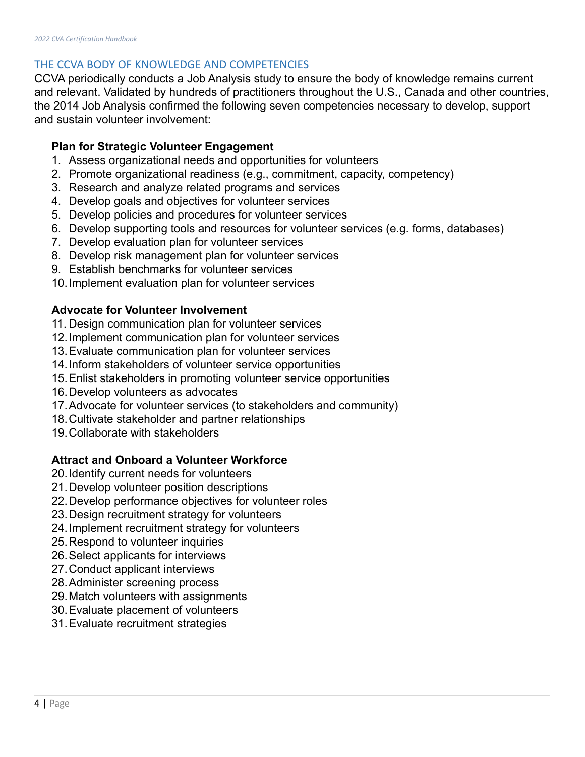## THE CCVA BODY OF KNOWLEDGE AND COMPETENCIES

CCVA periodically conducts a Job Analysis study to ensure the body of knowledge remains current and relevant. Validated by hundreds of practitioners throughout the U.S., Canada and other countries, the 2014 Job Analysis confirmed the following seven competencies necessary to develop, support and sustain volunteer involvement:

**Plan for Strategic Volunteer Engagement**

1. Assess organizational needs and opportunities for volunteers
2. Promote organizational readiness (e.g., commitment, capacity, competency)
3. Research and analyze related programs and services
4. Develop goals and objectives for volunteer services
5. Develop policies and procedures for volunteer services
6. Develop supporting tools and resources for volunteer services (e.g. forms, databases)
7. Develop evaluation plan for volunteer services
8. Develop risk management plan for volunteer services
9. Establish benchmarks for volunteer services
10. Implement evaluation plan for volunteer services

**Advocate for Volunteer Involvement**

11. Design communication plan for volunteer services
12. Implement communication plan for volunteer services
13. Evaluate communication plan for volunteer services
14. Inform stakeholders of volunteer service opportunities
15. Enlist stakeholders in promoting volunteer service opportunities
16. Develop volunteers as advocates
17. Advocate for volunteer services (to stakeholders and community)
18. Cultivate stakeholder and partner relationships
19. Collaborate with stakeholders

**Attract and Onboard a Volunteer Workforce**

20. Identify current needs for volunteers
21. Develop volunteer position descriptions
22. Develop performance objectives for volunteer roles
23. Design recruitment strategy for volunteers
24. Implement recruitment strategy for volunteers
25. Respond to volunteer inquiries
26. Select applicants for interviews
27. Conduct applicant interviews
28. Administer screening process
29. Match volunteers with assignments
30. Evaluate placement of volunteers
31. Evaluate recruitment strategies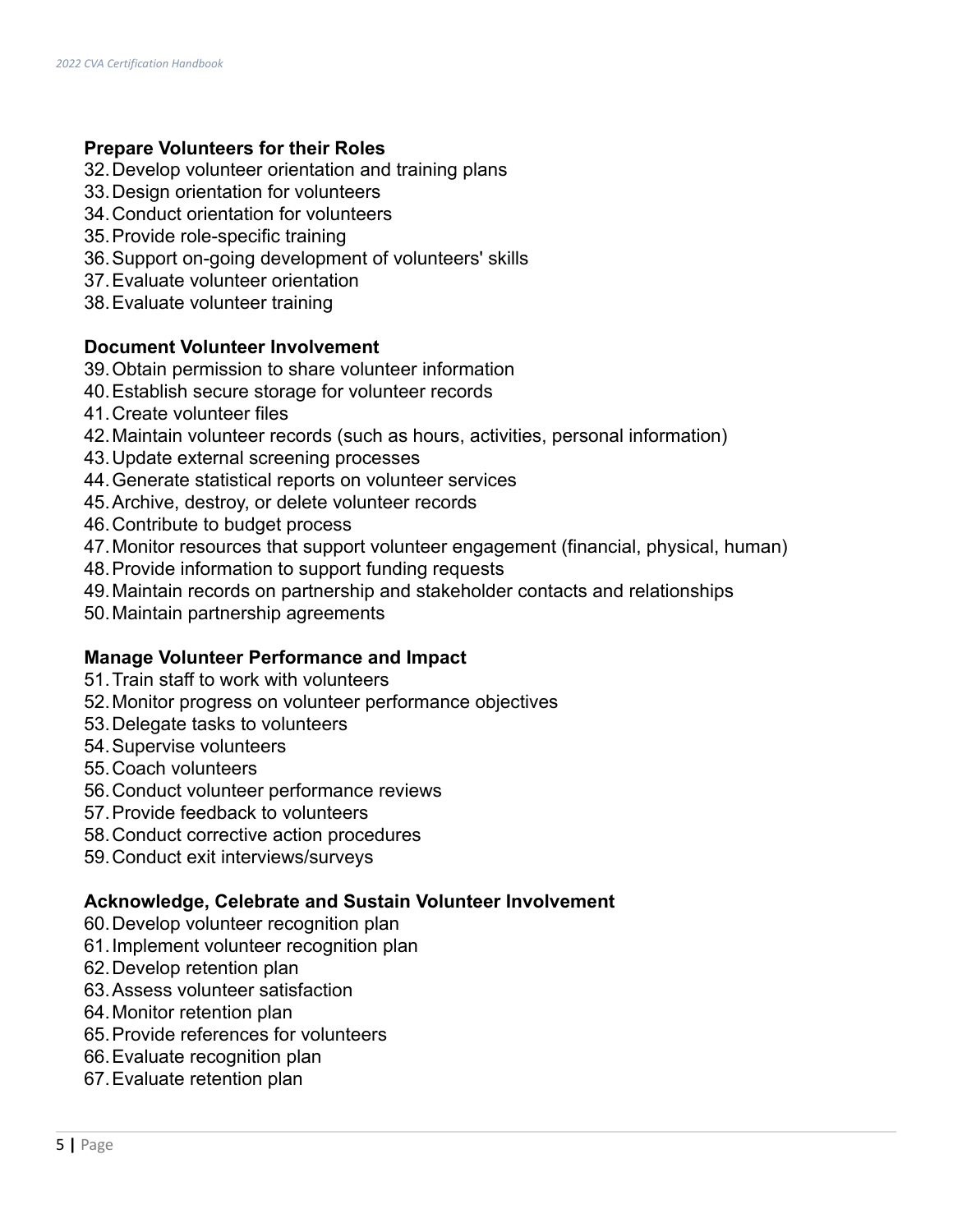**Prepare Volunteers for their Roles**

32. Develop volunteer orientation and training plans
33. Design orientation for volunteers
34. Conduct orientation for volunteers
35. Provide role-specific training
36. Support on-going development of volunteers' skills
37. Evaluate volunteer orientation
38. Evaluate volunteer training

**Document Volunteer Involvement**

39. Obtain permission to share volunteer information
40. Establish secure storage for volunteer records
41. Create volunteer files
42. Maintain volunteer records (such as hours, activities, personal information)
43. Update external screening processes
44. Generate statistical reports on volunteer services
45. Archive, destroy, or delete volunteer records
46. Contribute to budget process
47. Monitor resources that support volunteer engagement (financial, physical, human)
48. Provide information to support funding requests
49. Maintain records on partnership and stakeholder contacts and relationships
50. Maintain partnership agreements

**Manage Volunteer Performance and Impact**

51. Train staff to work with volunteers
52. Monitor progress on volunteer performance objectives
53. Delegate tasks to volunteers
54. Supervise volunteers
55. Coach volunteers
56. Conduct volunteer performance reviews
57. Provide feedback to volunteers
58. Conduct corrective action procedures
59. Conduct exit interviews/surveys

**Acknowledge, Celebrate and Sustain Volunteer Involvement**

60. Develop volunteer recognition plan
61. Implement volunteer recognition plan
62. Develop retention plan
63. Assess volunteer satisfaction
64. Monitor retention plan
65. Provide references for volunteers
66. Evaluate recognition plan
67. Evaluate retention plan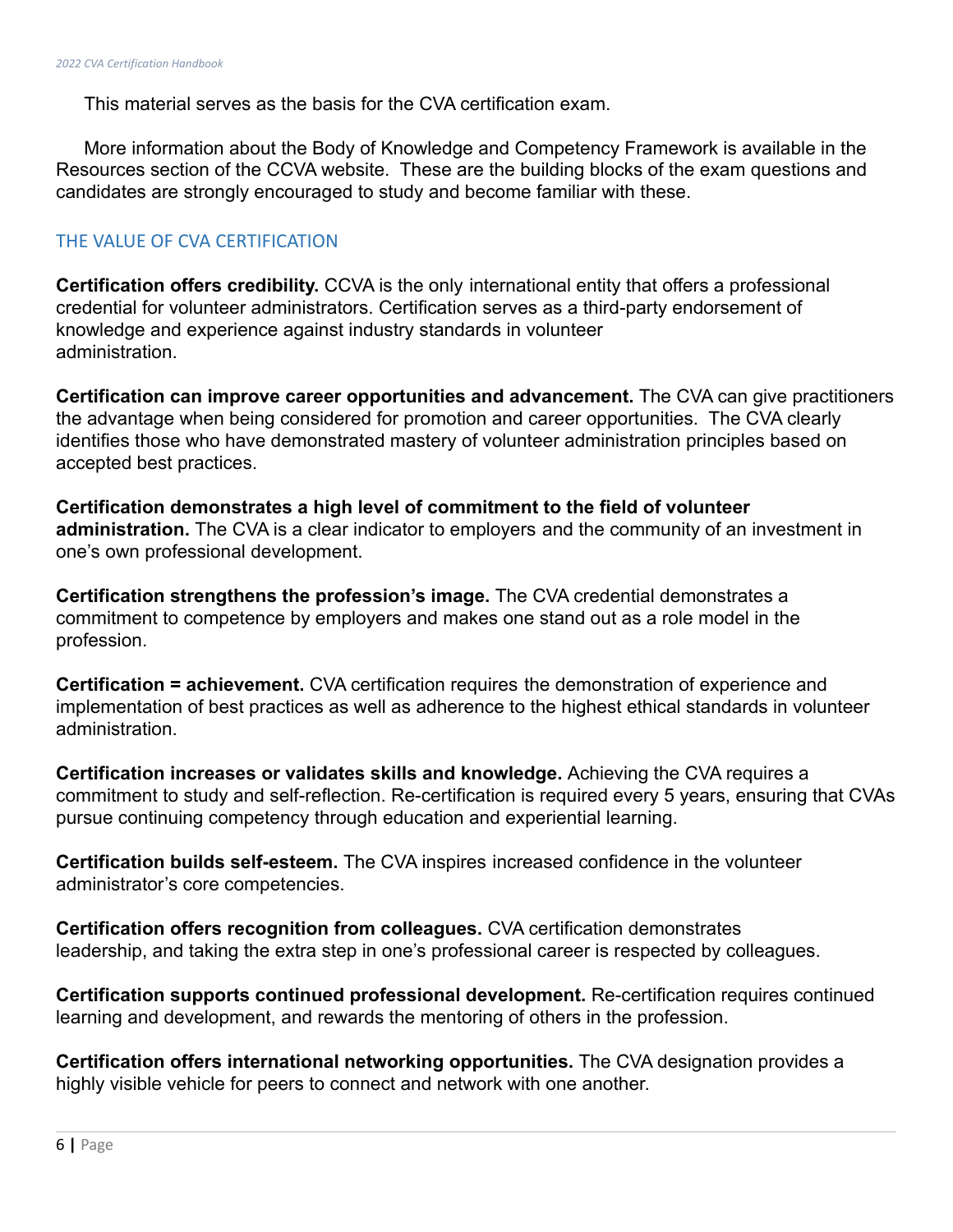This material serves as the basis for the CVA certification exam.

More information about the Body of Knowledge and Competency Framework is available in the Resources section of the CCVA website. These are the building blocks of the exam questions and candidates are strongly encouraged to study and become familiar with these.

## THE VALUE OF CVA CERTIFICATION

**Certification offers credibility.** CCVA is the only international entity that offers a professional credential for volunteer administrators. Certification serves as a third-party endorsement of knowledge and experience against industry standards in volunteer administration.

**Certification can improve career opportunities and advancement.** The CVA can give practitioners the advantage when being considered for promotion and career opportunities. The CVA clearly identifies those who have demonstrated mastery of volunteer administration principles based on accepted best practices.

**Certification demonstrates a high level of commitment to the field of volunteer administration.** The CVA is a clear indicator to employers and the community of an investment in one's own professional development.

**Certification strengthens the profession's image.** The CVA credential demonstrates a commitment to competence by employers and makes one stand out as a role model in the profession.

**Certification = achievement.** CVA certification requires the demonstration of experience and implementation of best practices as well as adherence to the highest ethical standards in volunteer administration.

**Certification increases or validates skills and knowledge.** Achieving the CVA requires a commitment to study and self-reflection. Re-certification is required every 5 years, ensuring that CVAs pursue continuing competency through education and experiential learning.

**Certification builds self-esteem.** The CVA inspires increased confidence in the volunteer administrator's core competencies.

**Certification offers recognition from colleagues.** CVA certification demonstrates leadership, and taking the extra step in one's professional career is respected by colleagues.

**Certification supports continued professional development.** Re-certification requires continued learning and development, and rewards the mentoring of others in the profession.

**Certification offers international networking opportunities.** The CVA designation provides a highly visible vehicle for peers to connect and network with one another.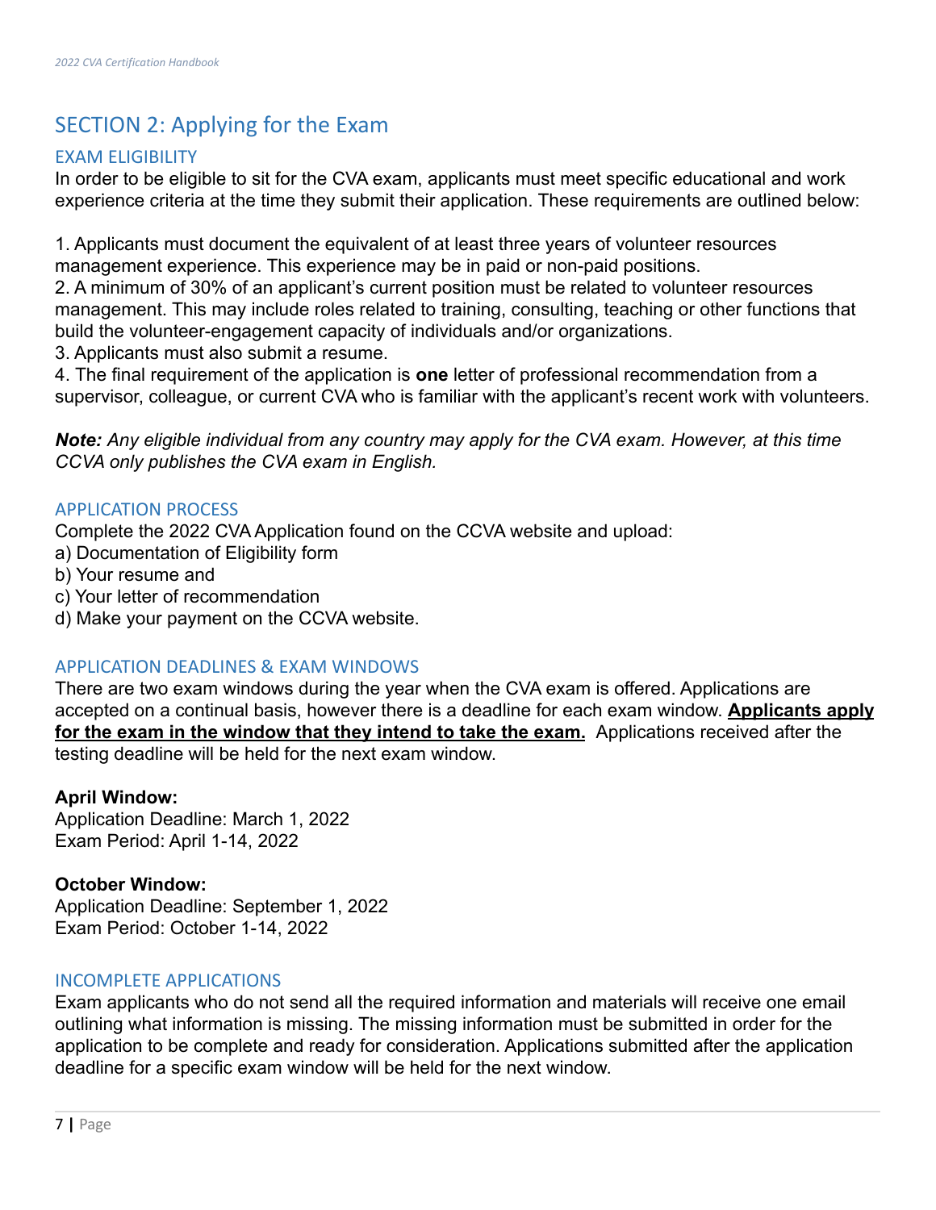## SECTION 2: Applying for the Exam

### EXAM ELIGIBILITY

In order to be eligible to sit for the CVA exam, applicants must meet specific educational and work experience criteria at the time they submit their application. These requirements are outlined below:

1. Applicants must document the equivalent of at least three years of volunteer resources management experience. This experience may be in paid or non-paid positions.
2. A minimum of 30% of an applicant's current position must be related to volunteer resources management. This may include roles related to training, consulting, teaching or other functions that build the volunteer-engagement capacity of individuals and/or organizations.
3. Applicants must also submit a resume.
4. The final requirement of the application is **one** letter of professional recommendation from a supervisor, colleague, or current CVA who is familiar with the applicant's recent work with volunteers.

***Note:*** *Any eligible individual from any country may apply for the CVA exam. However, at this time CCVA only publishes the CVA exam in English.*

### APPLICATION PROCESS

Complete the 2022 CVA Application found on the CCVA website and upload:

a) Documentation of Eligibility form
b) Your resume and
c) Your letter of recommendation
d) Make your payment on the CCVA website.

### APPLICATION DEADLINES & EXAM WINDOWS

There are two exam windows during the year when the CVA exam is offered. Applications are accepted on a continual basis, however there is a deadline for each exam window. <u>**Applicants apply for the exam in the window that they intend to take the exam.**</u> Applications received after the testing deadline will be held for the next exam window.

**April Window:**
Application Deadline: March 1, 2022
Exam Period: April 1-14, 2022

**October Window:**
Application Deadline: September 1, 2022
Exam Period: October 1-14, 2022

### INCOMPLETE APPLICATIONS

Exam applicants who do not send all the required information and materials will receive one email outlining what information is missing. The missing information must be submitted in order for the application to be complete and ready for consideration. Applications submitted after the application deadline for a specific exam window will be held for the next window.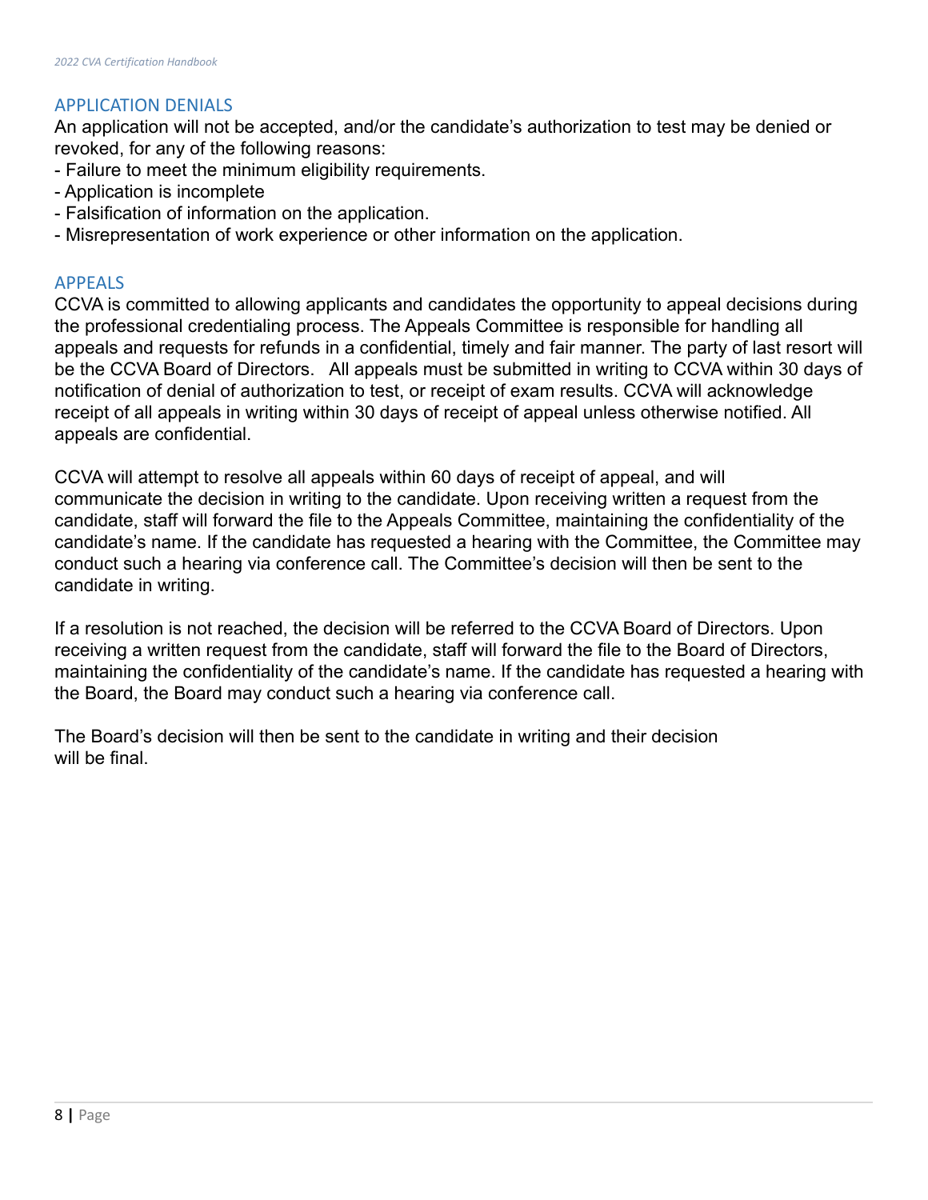## APPLICATION DENIALS

An application will not be accepted, and/or the candidate's authorization to test may be denied or revoked, for any of the following reasons:

- Failure to meet the minimum eligibility requirements.
- Application is incomplete
- Falsification of information on the application.
- Misrepresentation of work experience or other information on the application.

## APPEALS

CCVA is committed to allowing applicants and candidates the opportunity to appeal decisions during the professional credentialing process. The Appeals Committee is responsible for handling all appeals and requests for refunds in a confidential, timely and fair manner. The party of last resort will be the CCVA Board of Directors. All appeals must be submitted in writing to CCVA within 30 days of notification of denial of authorization to test, or receipt of exam results. CCVA will acknowledge receipt of all appeals in writing within 30 days of receipt of appeal unless otherwise notified. All appeals are confidential.

CCVA will attempt to resolve all appeals within 60 days of receipt of appeal, and will communicate the decision in writing to the candidate. Upon receiving written a request from the candidate, staff will forward the file to the Appeals Committee, maintaining the confidentiality of the candidate's name. If the candidate has requested a hearing with the Committee, the Committee may conduct such a hearing via conference call. The Committee's decision will then be sent to the candidate in writing.

If a resolution is not reached, the decision will be referred to the CCVA Board of Directors. Upon receiving a written request from the candidate, staff will forward the file to the Board of Directors, maintaining the confidentiality of the candidate's name. If the candidate has requested a hearing with the Board, the Board may conduct such a hearing via conference call.

The Board's decision will then be sent to the candidate in writing and their decision will be final.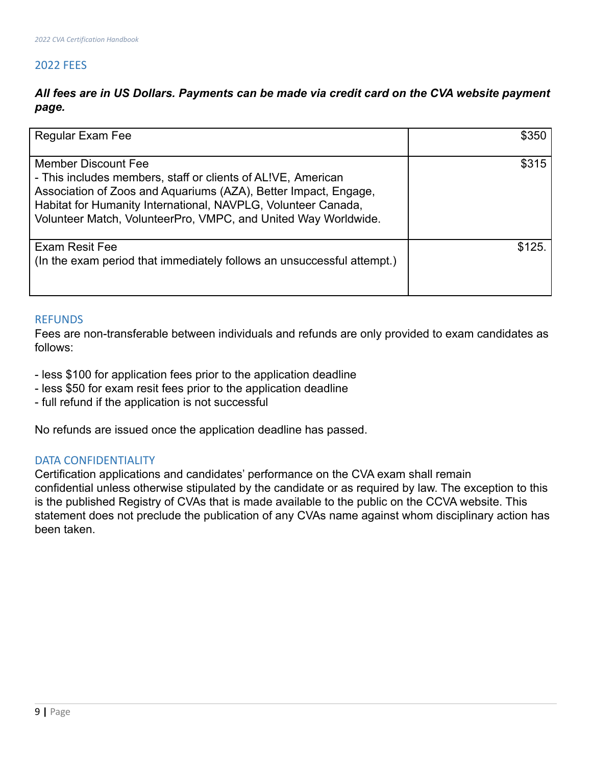## 2022 FEES

***All fees are in US Dollars. Payments can be made via credit card on the CVA website payment page.***

| | |
|---|---|
| Regular Exam Fee | $350 |
| Member Discount Fee<br>- This includes members, staff or clients of AL!VE, American Association of Zoos and Aquariums (AZA), Better Impact, Engage, Habitat for Humanity International, NAVPLG, Volunteer Canada, Volunteer Match, VolunteerPro, VMPC, and United Way Worldwide. | $315 |
| Exam Resit Fee<br>(In the exam period that immediately follows an unsuccessful attempt.) | $125. |

## REFUNDS

Fees are non-transferable between individuals and refunds are only provided to exam candidates as follows:

- less $100 for application fees prior to the application deadline
- less $50 for exam resit fees prior to the application deadline
- full refund if the application is not successful

No refunds are issued once the application deadline has passed.

## DATA CONFIDENTIALITY

Certification applications and candidates' performance on the CVA exam shall remain confidential unless otherwise stipulated by the candidate or as required by law. The exception to this is the published Registry of CVAs that is made available to the public on the CCVA website. This statement does not preclude the publication of any CVAs name against whom disciplinary action has been taken.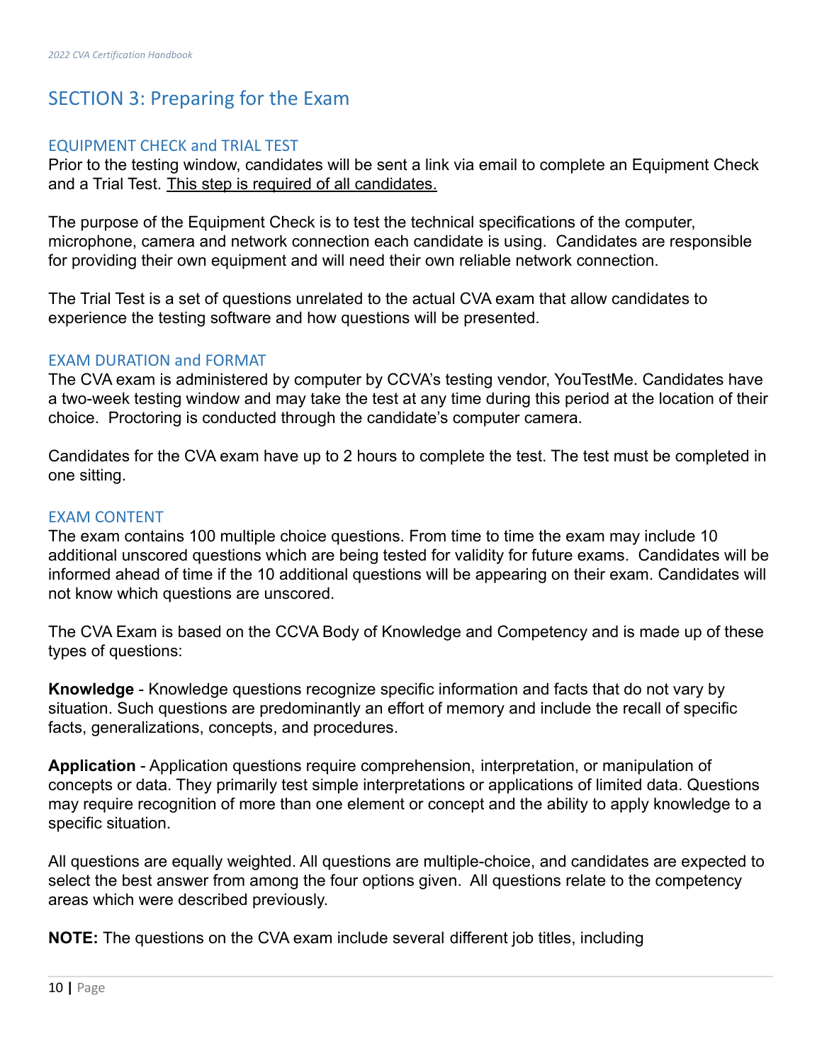## SECTION 3: Preparing for the Exam

### EQUIPMENT CHECK and TRIAL TEST

Prior to the testing window, candidates will be sent a link via email to complete an Equipment Check and a Trial Test. This step is required of all candidates.

The purpose of the Equipment Check is to test the technical specifications of the computer, microphone, camera and network connection each candidate is using. Candidates are responsible for providing their own equipment and will need their own reliable network connection.

The Trial Test is a set of questions unrelated to the actual CVA exam that allow candidates to experience the testing software and how questions will be presented.

### EXAM DURATION and FORMAT

The CVA exam is administered by computer by CCVA's testing vendor, YouTestMe. Candidates have a two-week testing window and may take the test at any time during this period at the location of their choice. Proctoring is conducted through the candidate's computer camera.

Candidates for the CVA exam have up to 2 hours to complete the test. The test must be completed in one sitting.

### EXAM CONTENT

The exam contains 100 multiple choice questions. From time to time the exam may include 10 additional unscored questions which are being tested for validity for future exams. Candidates will be informed ahead of time if the 10 additional questions will be appearing on their exam. Candidates will not know which questions are unscored.

The CVA Exam is based on the CCVA Body of Knowledge and Competency and is made up of these types of questions:

**Knowledge** - Knowledge questions recognize specific information and facts that do not vary by situation. Such questions are predominantly an effort of memory and include the recall of specific facts, generalizations, concepts, and procedures.

**Application** - Application questions require comprehension, interpretation, or manipulation of concepts or data. They primarily test simple interpretations or applications of limited data. Questions may require recognition of more than one element or concept and the ability to apply knowledge to a specific situation.

All questions are equally weighted. All questions are multiple-choice, and candidates are expected to select the best answer from among the four options given. All questions relate to the competency areas which were described previously.

**NOTE:** The questions on the CVA exam include several different job titles, including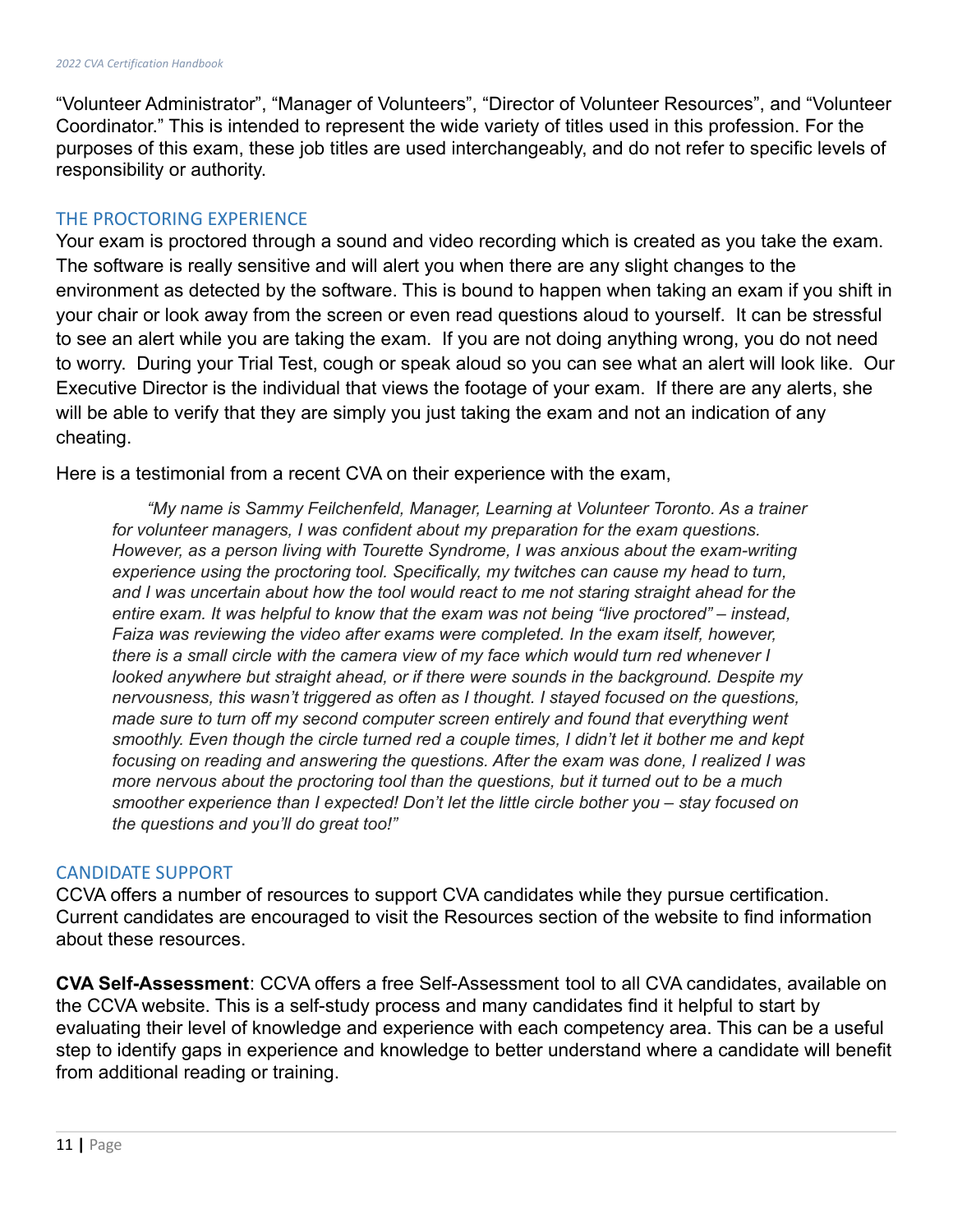"Volunteer Administrator", "Manager of Volunteers", "Director of Volunteer Resources", and "Volunteer Coordinator." This is intended to represent the wide variety of titles used in this profession. For the purposes of this exam, these job titles are used interchangeably, and do not refer to specific levels of responsibility or authority.

## THE PROCTORING EXPERIENCE

Your exam is proctored through a sound and video recording which is created as you take the exam. The software is really sensitive and will alert you when there are any slight changes to the environment as detected by the software. This is bound to happen when taking an exam if you shift in your chair or look away from the screen or even read questions aloud to yourself. It can be stressful to see an alert while you are taking the exam. If you are not doing anything wrong, you do not need to worry. During your Trial Test, cough or speak aloud so you can see what an alert will look like. Our Executive Director is the individual that views the footage of your exam. If there are any alerts, she will be able to verify that they are simply you just taking the exam and not an indication of any cheating.

Here is a testimonial from a recent CVA on their experience with the exam,

> *"My name is Sammy Feilchenfeld, Manager, Learning at Volunteer Toronto. As a trainer for volunteer managers, I was confident about my preparation for the exam questions. However, as a person living with Tourette Syndrome, I was anxious about the exam-writing experience using the proctoring tool. Specifically, my twitches can cause my head to turn, and I was uncertain about how the tool would react to me not staring straight ahead for the entire exam. It was helpful to know that the exam was not being "live proctored" – instead, Faiza was reviewing the video after exams were completed. In the exam itself, however, there is a small circle with the camera view of my face which would turn red whenever I looked anywhere but straight ahead, or if there were sounds in the background. Despite my nervousness, this wasn't triggered as often as I thought. I stayed focused on the questions, made sure to turn off my second computer screen entirely and found that everything went smoothly. Even though the circle turned red a couple times, I didn't let it bother me and kept focusing on reading and answering the questions. After the exam was done, I realized I was more nervous about the proctoring tool than the questions, but it turned out to be a much smoother experience than I expected! Don't let the little circle bother you – stay focused on the questions and you'll do great too!"*

## CANDIDATE SUPPORT

CCVA offers a number of resources to support CVA candidates while they pursue certification. Current candidates are encouraged to visit the Resources section of the website to find information about these resources.

**CVA Self-Assessment**: CCVA offers a free Self-Assessment tool to all CVA candidates, available on the CCVA website. This is a self-study process and many candidates find it helpful to start by evaluating their level of knowledge and experience with each competency area. This can be a useful step to identify gaps in experience and knowledge to better understand where a candidate will benefit from additional reading or training.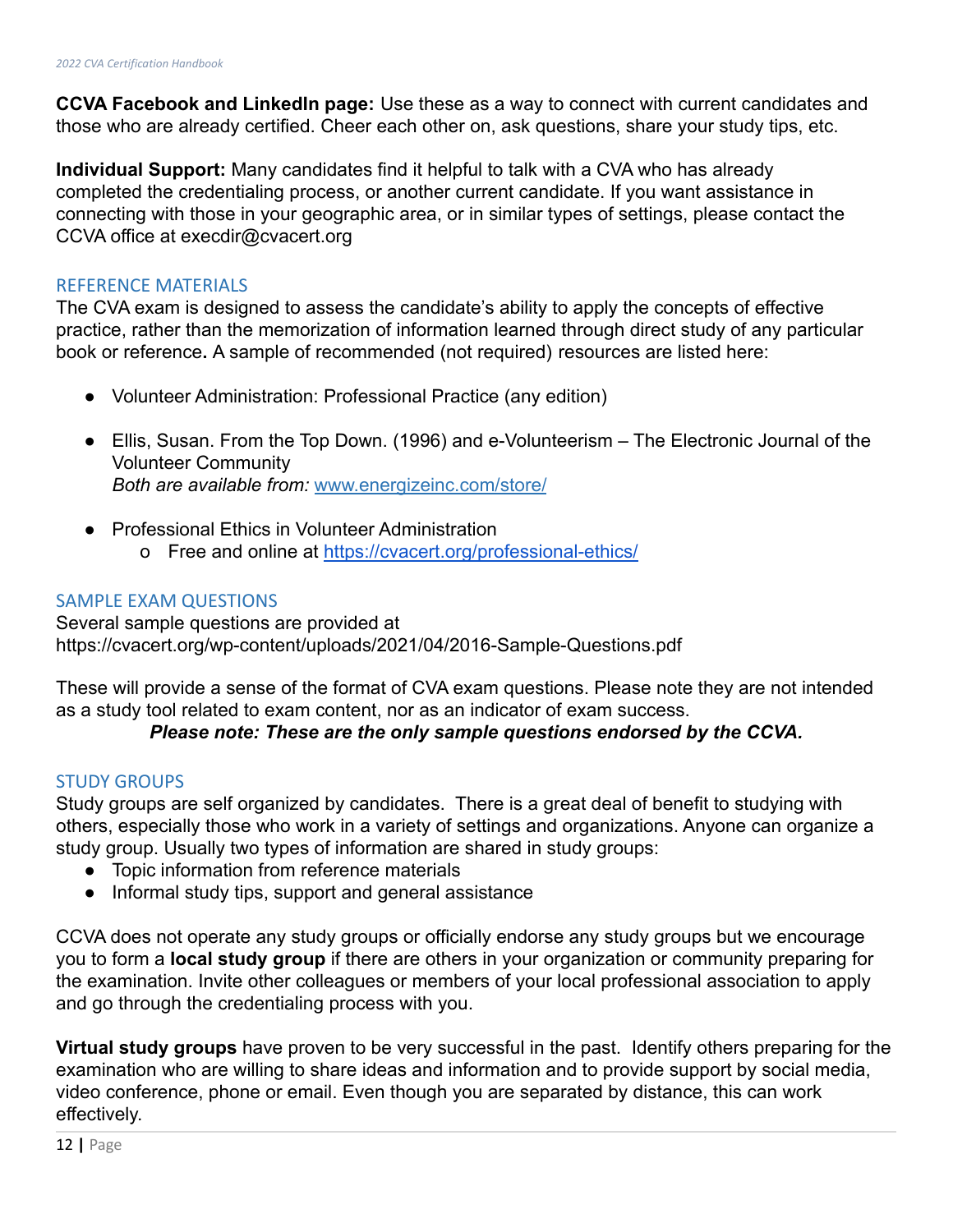**CCVA Facebook and LinkedIn page:** Use these as a way to connect with current candidates and those who are already certified. Cheer each other on, ask questions, share your study tips, etc.

**Individual Support:** Many candidates find it helpful to talk with a CVA who has already completed the credentialing process, or another current candidate. If you want assistance in connecting with those in your geographic area, or in similar types of settings, please contact the CCVA office at execdir@cvacert.org

## REFERENCE MATERIALS

The CVA exam is designed to assess the candidate's ability to apply the concepts of effective practice, rather than the memorization of information learned through direct study of any particular book or reference**.** A sample of recommended (not required) resources are listed here:

- Volunteer Administration: Professional Practice (any edition)
- Ellis, Susan. From the Top Down. (1996) and e-Volunteerism – The Electronic Journal of the Volunteer Community
  *Both are available from:* [www.energizeinc.com/store/](www.energizeinc.com/store/)
- Professional Ethics in Volunteer Administration
  - Free and online at [https://cvacert.org/professional-ethics/](https://cvacert.org/professional-ethics/)

## SAMPLE EXAM QUESTIONS

Several sample questions are provided at https://cvacert.org/wp-content/uploads/2021/04/2016-Sample-Questions.pdf

These will provide a sense of the format of CVA exam questions. Please note they are not intended as a study tool related to exam content, nor as an indicator of exam success.

***Please note: These are the only sample questions endorsed by the CCVA.***

## STUDY GROUPS

Study groups are self organized by candidates. There is a great deal of benefit to studying with others, especially those who work in a variety of settings and organizations. Anyone can organize a study group. Usually two types of information are shared in study groups:

- Topic information from reference materials
- Informal study tips, support and general assistance

CCVA does not operate any study groups or officially endorse any study groups but we encourage you to form a **local study group** if there are others in your organization or community preparing for the examination. Invite other colleagues or members of your local professional association to apply and go through the credentialing process with you.

**Virtual study groups** have proven to be very successful in the past. Identify others preparing for the examination who are willing to share ideas and information and to provide support by social media, video conference, phone or email. Even though you are separated by distance, this can work effectively.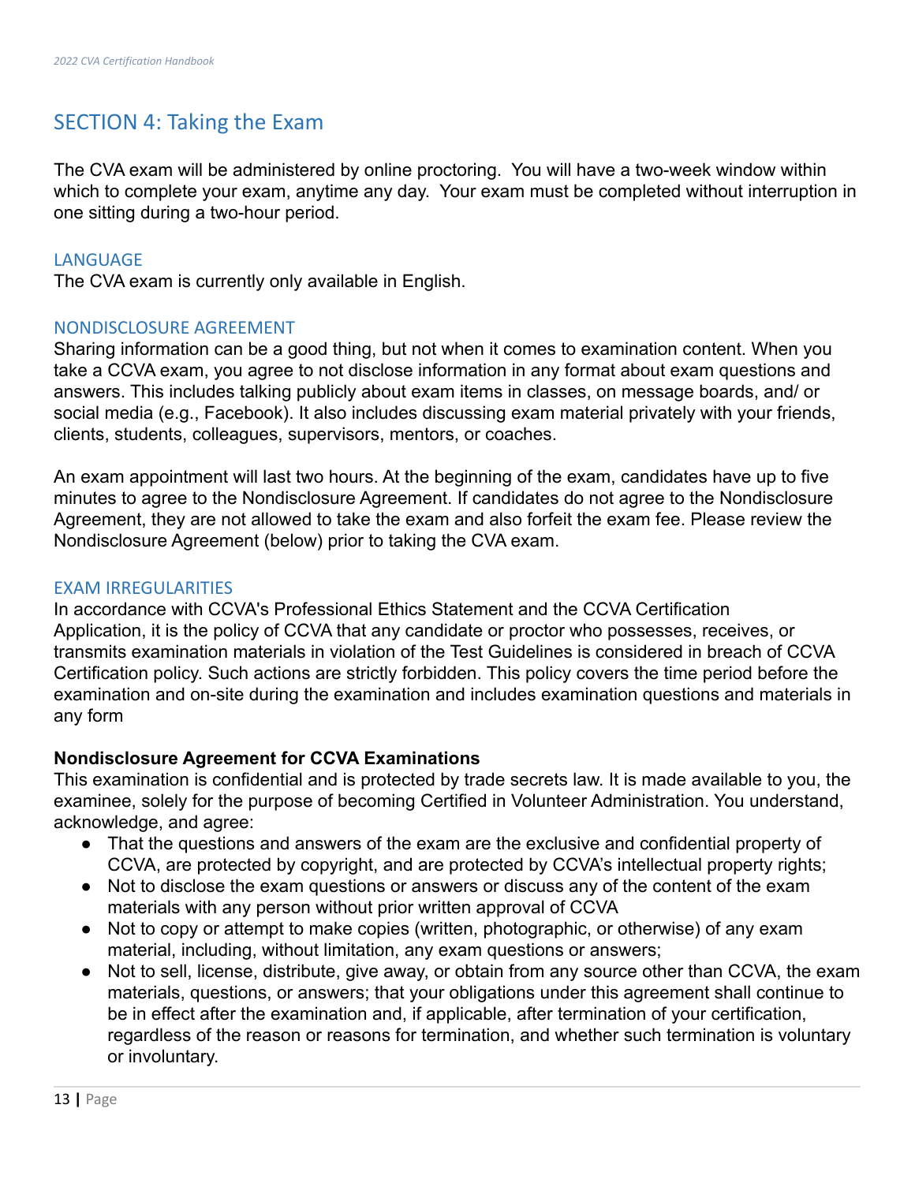## SECTION 4: Taking the Exam

The CVA exam will be administered by online proctoring. You will have a two-week window within which to complete your exam, anytime any day. Your exam must be completed without interruption in one sitting during a two-hour period.

### LANGUAGE

The CVA exam is currently only available in English.

### NONDISCLOSURE AGREEMENT

Sharing information can be a good thing, but not when it comes to examination content. When you take a CCVA exam, you agree to not disclose information in any format about exam questions and answers. This includes talking publicly about exam items in classes, on message boards, and/ or social media (e.g., Facebook). It also includes discussing exam material privately with your friends, clients, students, colleagues, supervisors, mentors, or coaches.

An exam appointment will last two hours. At the beginning of the exam, candidates have up to five minutes to agree to the Nondisclosure Agreement. If candidates do not agree to the Nondisclosure Agreement, they are not allowed to take the exam and also forfeit the exam fee. Please review the Nondisclosure Agreement (below) prior to taking the CVA exam.

### EXAM IRREGULARITIES

In accordance with CCVA's Professional Ethics Statement and the CCVA Certification Application, it is the policy of CCVA that any candidate or proctor who possesses, receives, or transmits examination materials in violation of the Test Guidelines is considered in breach of CCVA Certification policy. Such actions are strictly forbidden. This policy covers the time period before the examination and on-site during the examination and includes examination questions and materials in any form

**Nondisclosure Agreement for CCVA Examinations**

This examination is confidential and is protected by trade secrets law. It is made available to you, the examinee, solely for the purpose of becoming Certified in Volunteer Administration. You understand, acknowledge, and agree:

- That the questions and answers of the exam are the exclusive and confidential property of CCVA, are protected by copyright, and are protected by CCVA's intellectual property rights;
- Not to disclose the exam questions or answers or discuss any of the content of the exam materials with any person without prior written approval of CCVA
- Not to copy or attempt to make copies (written, photographic, or otherwise) of any exam material, including, without limitation, any exam questions or answers;
- Not to sell, license, distribute, give away, or obtain from any source other than CCVA, the exam materials, questions, or answers; that your obligations under this agreement shall continue to be in effect after the examination and, if applicable, after termination of your certification, regardless of the reason or reasons for termination, and whether such termination is voluntary or involuntary.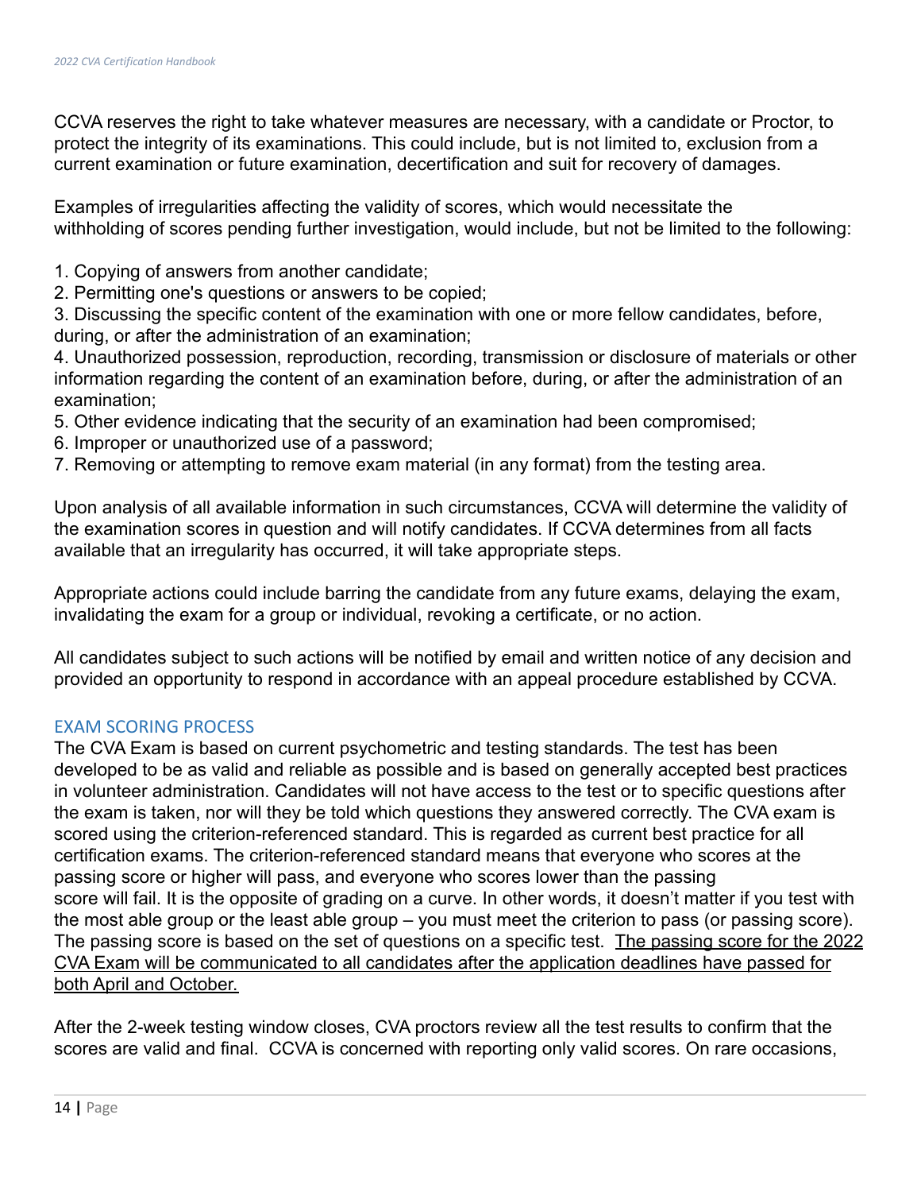CCVA reserves the right to take whatever measures are necessary, with a candidate or Proctor, to protect the integrity of its examinations. This could include, but is not limited to, exclusion from a current examination or future examination, decertification and suit for recovery of damages.

Examples of irregularities affecting the validity of scores, which would necessitate the withholding of scores pending further investigation, would include, but not be limited to the following:

1. Copying of answers from another candidate;
2. Permitting one's questions or answers to be copied;
3. Discussing the specific content of the examination with one or more fellow candidates, before, during, or after the administration of an examination;
4. Unauthorized possession, reproduction, recording, transmission or disclosure of materials or other information regarding the content of an examination before, during, or after the administration of an examination;
5. Other evidence indicating that the security of an examination had been compromised;
6. Improper or unauthorized use of a password;
7. Removing or attempting to remove exam material (in any format) from the testing area.

Upon analysis of all available information in such circumstances, CCVA will determine the validity of the examination scores in question and will notify candidates. If CCVA determines from all facts available that an irregularity has occurred, it will take appropriate steps.

Appropriate actions could include barring the candidate from any future exams, delaying the exam, invalidating the exam for a group or individual, revoking a certificate, or no action.

All candidates subject to such actions will be notified by email and written notice of any decision and provided an opportunity to respond in accordance with an appeal procedure established by CCVA.

## EXAM SCORING PROCESS

The CVA Exam is based on current psychometric and testing standards. The test has been developed to be as valid and reliable as possible and is based on generally accepted best practices in volunteer administration. Candidates will not have access to the test or to specific questions after the exam is taken, nor will they be told which questions they answered correctly. The CVA exam is scored using the criterion-referenced standard. This is regarded as current best practice for all certification exams. The criterion-referenced standard means that everyone who scores at the passing score or higher will pass, and everyone who scores lower than the passing score will fail. It is the opposite of grading on a curve. In other words, it doesn't matter if you test with the most able group or the least able group – you must meet the criterion to pass (or passing score). The passing score is based on the set of questions on a specific test. <u>The passing score for the 2022 CVA Exam will be communicated to all candidates after the application deadlines have passed for both April and October.</u>

After the 2-week testing window closes, CVA proctors review all the test results to confirm that the scores are valid and final. CCVA is concerned with reporting only valid scores. On rare occasions,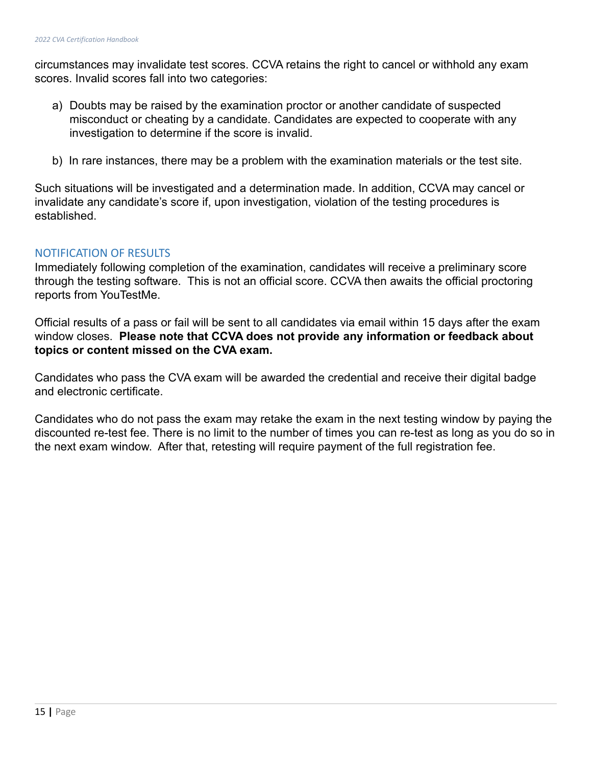circumstances may invalidate test scores. CCVA retains the right to cancel or withhold any exam scores. Invalid scores fall into two categories:

a) Doubts may be raised by the examination proctor or another candidate of suspected misconduct or cheating by a candidate. Candidates are expected to cooperate with any investigation to determine if the score is invalid.

b) In rare instances, there may be a problem with the examination materials or the test site.

Such situations will be investigated and a determination made. In addition, CCVA may cancel or invalidate any candidate's score if, upon investigation, violation of the testing procedures is established.

## NOTIFICATION OF RESULTS

Immediately following completion of the examination, candidates will receive a preliminary score through the testing software. This is not an official score. CCVA then awaits the official proctoring reports from YouTestMe.

Official results of a pass or fail will be sent to all candidates via email within 15 days after the exam window closes. **Please note that CCVA does not provide any information or feedback about topics or content missed on the CVA exam.**

Candidates who pass the CVA exam will be awarded the credential and receive their digital badge and electronic certificate.

Candidates who do not pass the exam may retake the exam in the next testing window by paying the discounted re-test fee. There is no limit to the number of times you can re-test as long as you do so in the next exam window. After that, retesting will require payment of the full registration fee.